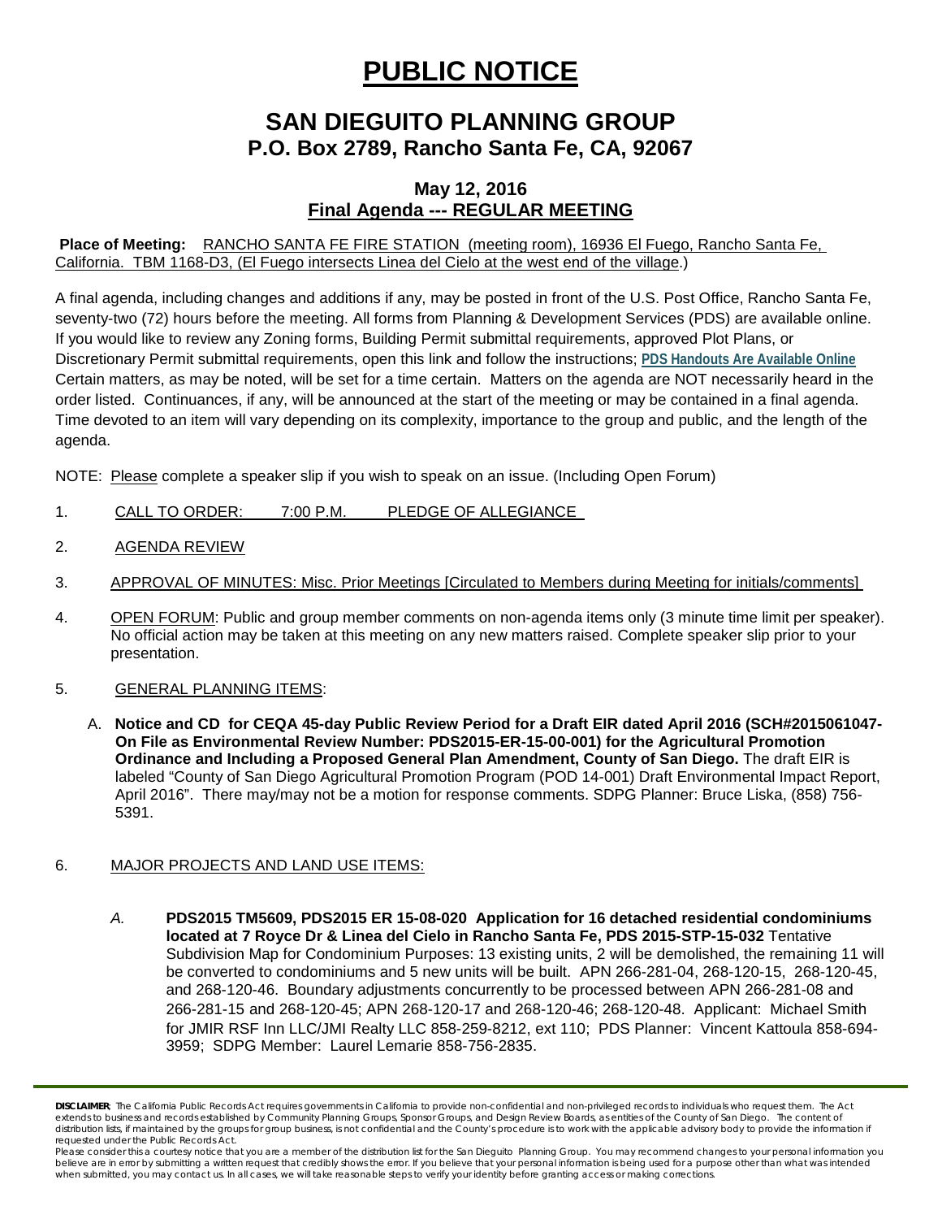# PUBLIC NOTICE

## SAN DIEGUITO PLANNING GROUP
### P.O. Box 2789, Rancho Santa Fe, CA, 92067

**May 12, 2016**
**Final Agenda --- REGULAR MEETING**

**Place of Meeting:** RANCHO SANTA FE FIRE STATION (meeting room), 16936 El Fuego, Rancho Santa Fe, California. TBM 1168-D3, (El Fuego intersects Linea del Cielo at the west end of the village.)

A final agenda, including changes and additions if any, may be posted in front of the U.S. Post Office, Rancho Santa Fe, seventy-two (72) hours before the meeting. All forms from Planning & Development Services (PDS) are available online. If you would like to review any Zoning forms, Building Permit submittal requirements, approved Plot Plans, or Discretionary Permit submittal requirements, open this link and follow the instructions; **PDS Handouts Are Available Online** Certain matters, as may be noted, will be set for a time certain. Matters on the agenda are NOT necessarily heard in the order listed. Continuances, if any, will be announced at the start of the meeting or may be contained in a final agenda. Time devoted to an item will vary depending on its complexity, importance to the group and public, and the length of the agenda.

NOTE: Please complete a speaker slip if you wish to speak on an issue. (Including Open Forum)

1. CALL TO ORDER: 7:00 P.M. PLEDGE OF ALLEGIANCE

2. AGENDA REVIEW

3. APPROVAL OF MINUTES: Misc. Prior Meetings [Circulated to Members during Meeting for initials/comments]

4. OPEN FORUM: Public and group member comments on non-agenda items only (3 minute time limit per speaker). No official action may be taken at this meeting on any new matters raised. Complete speaker slip prior to your presentation.

5. GENERAL PLANNING ITEMS:

   A. **Notice and CD for CEQA 45-day Public Review Period for a Draft EIR dated April 2016 (SCH#2015061047- On File as Environmental Review Number: PDS2015-ER-15-00-001) for the Agricultural Promotion Ordinance and Including a Proposed General Plan Amendment, County of San Diego.** The draft EIR is labeled "County of San Diego Agricultural Promotion Program (POD 14-001) Draft Environmental Impact Report, April 2016". There may/may not be a motion for response comments. SDPG Planner: Bruce Liska, (858) 756-5391.

6. MAJOR PROJECTS AND LAND USE ITEMS:

   *A.* **PDS2015 TM5609, PDS2015 ER 15-08-020 Application for 16 detached residential condominiums located at 7 Royce Dr & Linea del Cielo in Rancho Santa Fe, PDS 2015-STP-15-032** Tentative Subdivision Map for Condominium Purposes: 13 existing units, 2 will be demolished, the remaining 11 will be converted to condominiums and 5 new units will be built. APN 266-281-04, 268-120-15, 268-120-45, and 268-120-46. Boundary adjustments concurrently to be processed between APN 266-281-08 and 266-281-15 and 268-120-45; APN 268-120-17 and 268-120-46; 268-120-48. Applicant: Michael Smith for JMIR RSF Inn LLC/JMI Realty LLC 858-259-8212, ext 110; PDS Planner: Vincent Kattoula 858-694-3959; SDPG Member: Laurel Lemarie 858-756-2835.

**DISCLAIMER**: The California Public Records Act requires governments in California to provide non-confidential and non-privileged records to individuals who request them. The Act extends to business and records established by Community Planning Groups, Sponsor Groups, and Design Review Boards, as entities of the County of San Diego. The content of distribution lists, if maintained by the groups for group business, is not confidential and the County's procedure is to work with the applicable advisory body to provide the information if requested under the Public Records Act.
Please consider this a courtesy notice that you are a member of the distribution list for the San Dieguito Planning Group. You may recommend changes to your personal information you believe are in error by submitting a written request that credibly shows the error. If you believe that your personal information is being used for a purpose other than what was intended when submitted, you may contact us. In all cases, we will take reasonable steps to verify your identity before granting access or making corrections.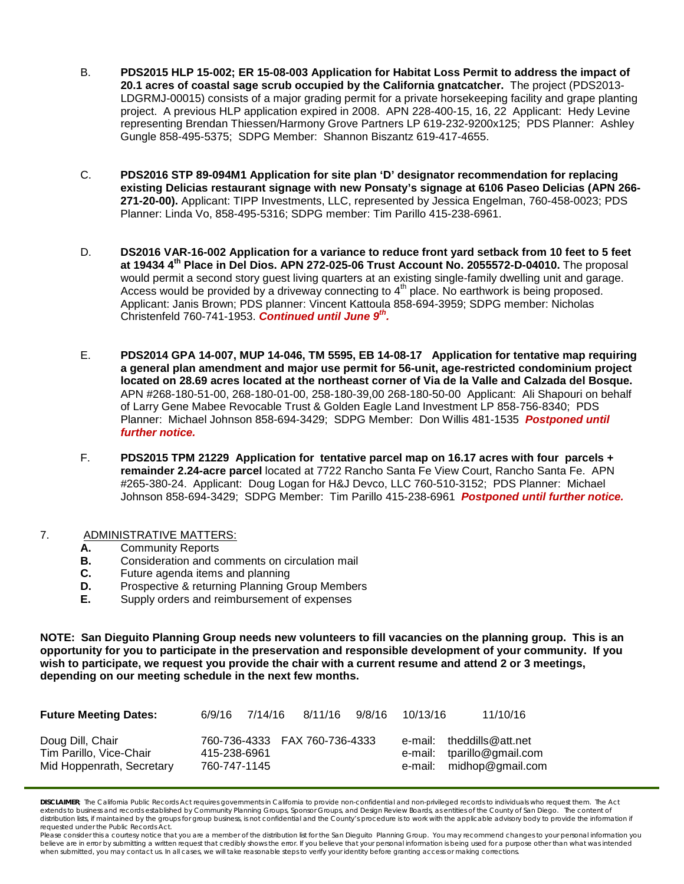B. **PDS2015 HLP 15-002; ER 15-08-003 Application for Habitat Loss Permit to address the impact of 20.1 acres of coastal sage scrub occupied by the California gnatcatcher.** The project (PDS2013-LDGRMJ-00015) consists of a major grading permit for a private horsekeeping facility and grape planting project. A previous HLP application expired in 2008. APN 228-400-15, 16, 22 Applicant: Hedy Levine representing Brendan Thiessen/Harmony Grove Partners LP 619-232-9200x125; PDS Planner: Ashley Gungle 858-495-5375; SDPG Member: Shannon Biszantz 619-417-4655.

C. **PDS2016 STP 89-094M1 Application for site plan 'D' designator recommendation for replacing existing Delicias restaurant signage with new Ponsaty's signage at 6106 Paseo Delicias (APN 266-271-20-00).** Applicant: TIPP Investments, LLC, represented by Jessica Engelman, 760-458-0023; PDS Planner: Linda Vo, 858-495-5316; SDPG member: Tim Parillo 415-238-6961.

D. **DS2016 VAR-16-002 Application for a variance to reduce front yard setback from 10 feet to 5 feet at 19434 4th Place in Del Dios. APN 272-025-06 Trust Account No. 2055572-D-04010.** The proposal would permit a second story guest living quarters at an existing single-family dwelling unit and garage. Access would be provided by a driveway connecting to 4th place. No earthwork is being proposed. Applicant: Janis Brown; PDS planner: Vincent Kattoula 858-694-3959; SDPG member: Nicholas Christenfeld 760-741-1953. ***Continued until June 9th.***

E. **PDS2014 GPA 14-007, MUP 14-046, TM 5595, EB 14-08-17 Application for tentative map requiring a general plan amendment and major use permit for 56-unit, age-restricted condominium project located on 28.69 acres located at the northeast corner of Via de la Valle and Calzada del Bosque.** APN #268-180-51-00, 268-180-01-00, 258-180-39,00 268-180-50-00 Applicant: Ali Shapouri on behalf of Larry Gene Mabee Revocable Trust & Golden Eagle Land Investment LP 858-756-8340; PDS Planner: Michael Johnson 858-694-3429; SDPG Member: Don Willis 481-1535 ***Postponed until further notice.***

F. **PDS2015 TPM 21229 Application for tentative parcel map on 16.17 acres with four parcels + remainder 2.24-acre parcel** located at 7722 Rancho Santa Fe View Court, Rancho Santa Fe. APN #265-380-24. Applicant: Doug Logan for H&J Devco, LLC 760-510-3152; PDS Planner: Michael Johnson 858-694-3429; SDPG Member: Tim Parillo 415-238-6961 ***Postponed until further notice.***

7. ADMINISTRATIVE MATTERS:
   - **A.** Community Reports
   - **B.** Consideration and comments on circulation mail
   - **C.** Future agenda items and planning
   - **D.** Prospective & returning Planning Group Members
   - **E.** Supply orders and reimbursement of expenses

**NOTE: San Dieguito Planning Group needs new volunteers to fill vacancies on the planning group. This is an opportunity for you to participate in the preservation and responsible development of your community. If you wish to participate, we request you provide the chair with a current resume and attend 2 or 3 meetings, depending on our meeting schedule in the next few months.**

| | | | | | | |
|---|---|---|---|---|---|---|
| **Future Meeting Dates:** | 6/9/16 | 7/14/16 | 8/11/16 | 9/8/16 | 10/13/16 | 11/10/16 |

| | | |
|---|---|---|
| Doug Dill, Chair | 760-736-4333 FAX 760-736-4333 | e-mail: theddills@att.net |
| Tim Parillo, Vice-Chair | 415-238-6961 | e-mail: tparillo@gmail.com |
| Mid Hoppenrath, Secretary | 760-747-1145 | e-mail: midhop@gmail.com |

**DISCLAIMER**; The California Public Records Act requires governments in California to provide non-confidential and non-privileged records to individuals who request them. The Act extends to business and records established by Community Planning Groups, Sponsor Groups, and Design Review Boards, as entities of the County of San Diego. The content of distribution lists, if maintained by the groups for group business, is not confidential and the County's procedure is to work with the applicable advisory body to provide the information if requested under the Public Records Act.
Please consider this a courtesy notice that you are a member of the distribution list for the San Dieguito Planning Group. You may recommend changes to your personal information you believe are in error by submitting a written request that credibly shows the error. If you believe that your personal information is being used for a purpose other than what was intended when submitted, you may contact us. In all cases, we will take reasonable steps to verify your identity before granting access or making corrections.